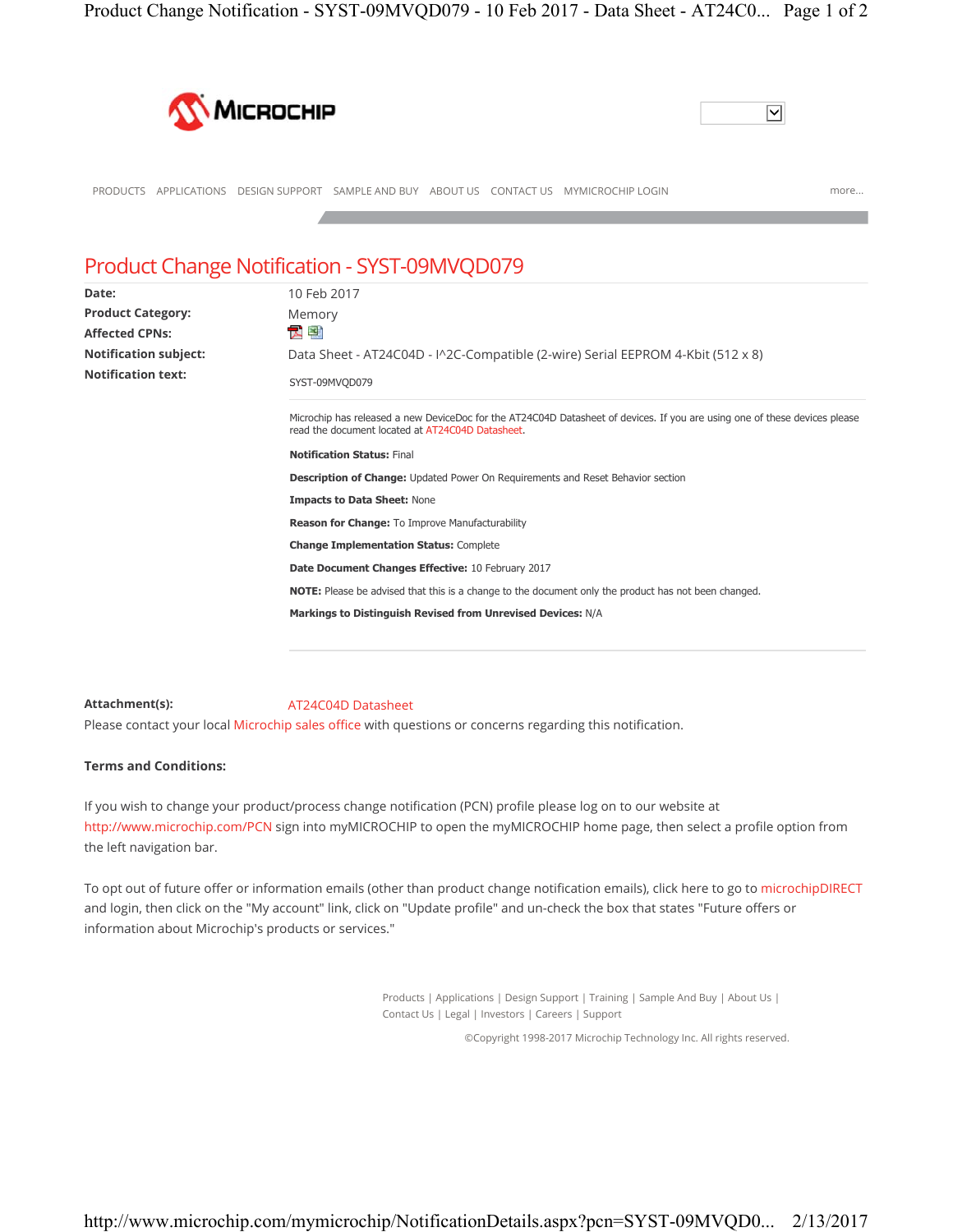PRODUCTS APPLICATIONS DESIGN SUPPORT SAMPLE AND BUY ABOUT US CONTACT US MYMICROCHIP LOGIN more...

# Product Change Notification - SYST-09MVQD079

**Date:** 10 Feb 2017

**Product Category:** Memory

**Affected CPNs:**

**Notification subject:** Data Sheet - AT24C04D - I^2C-Compatible (2-wire) Serial EEPROM 4-Kbit (512 x 8)

**Notification text:**

SYST-09MVQD079

Microchip has released a new DeviceDoc for the AT24C04D Datasheet of devices. If you are using one of these devices please read the document located at AT24C04D Datasheet.

**Notification Status:** Final

**Description of Change:** Updated Power On Requirements and Reset Behavior section

**Impacts to Data Sheet:** None

**Reason for Change:** To Improve Manufacturability

**Change Implementation Status:** Complete

**Date Document Changes Effective:** 10 February 2017

**NOTE:** Please be advised that this is a change to the document only the product has not been changed.

**Markings to Distinguish Revised from Unrevised Devices:** N/A

**Attachment(s):** AT24C04D Datasheet

Please contact your local Microchip sales office with questions or concerns regarding this notification.

**Terms and Conditions:**

If you wish to change your product/process change notification (PCN) profile please log on to our website at http://www.microchip.com/PCN sign into myMICROCHIP to open the myMICROCHIP home page, then select a profile option from the left navigation bar.

To opt out of future offer or information emails (other than product change notification emails), click here to go to microchipDIRECT and login, then click on the "My account" link, click on "Update profile" and un-check the box that states "Future offers or information about Microchip's products or services."

Products | Applications | Design Support | Training | Sample And Buy | About Us | Contact Us | Legal | Investors | Careers | Support

©Copyright 1998-2017 Microchip Technology Inc. All rights reserved.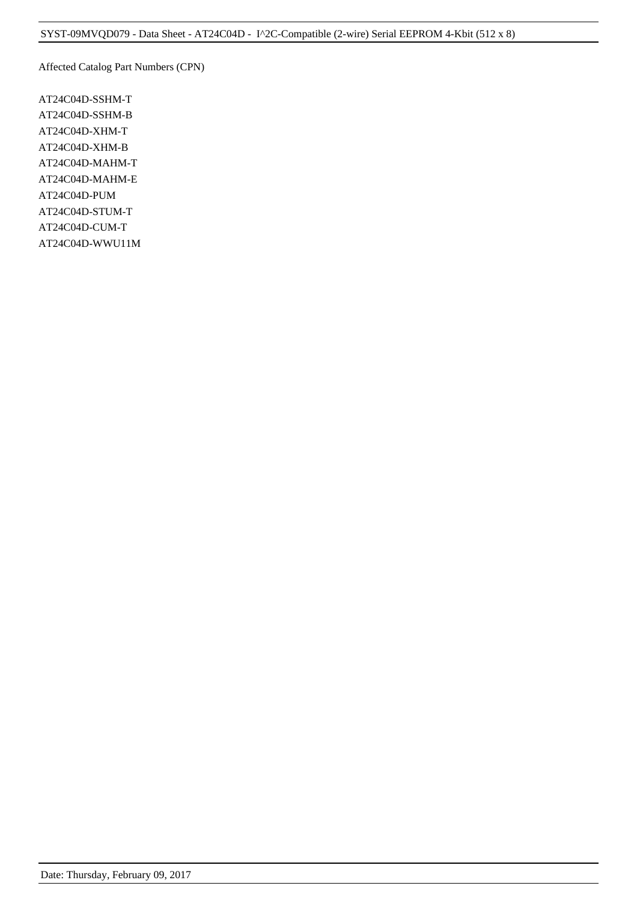Affected Catalog Part Numbers (CPN)

AT24C04D-SSHM-T
AT24C04D-SSHM-B
AT24C04D-XHM-T
AT24C04D-XHM-B
AT24C04D-MAHM-T
AT24C04D-MAHM-E
AT24C04D-PUM
AT24C04D-STUM-T
AT24C04D-CUM-T
AT24C04D-WWU11M